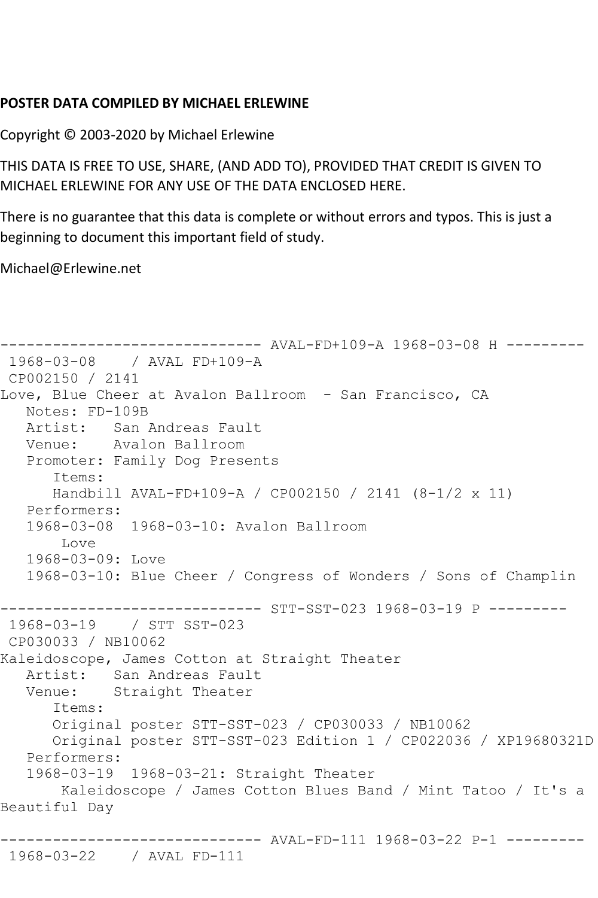**POSTER DATA COMPILED BY MICHAEL ERLEWINE**

Copyright © 2003-2020 by Michael Erlewine

THIS DATA IS FREE TO USE, SHARE, (AND ADD TO), PROVIDED THAT CREDIT IS GIVEN TO MICHAEL ERLEWINE FOR ANY USE OF THE DATA ENCLOSED HERE.

There is no guarantee that this data is complete or without errors and typos. This is just a beginning to document this important field of study.

Michael@Erlewine.net

```
------------------------------ AVAL-FD+109-A 1968-03-08 H ---------
 1968-03-08    / AVAL FD+109-A
 CP002150 / 2141
Love, Blue Cheer at Avalon Ballroom  - San Francisco, CA
   Notes: FD-109B
   Artist:   San Andreas Fault
   Venue:    Avalon Ballroom
   Promoter: Family Dog Presents
      Items:
      Handbill AVAL-FD+109-A / CP002150 / 2141 (8-1/2 x 11)
   Performers:
   1968-03-08  1968-03-10: Avalon Ballroom
       Love
   1968-03-09: Love
   1968-03-10: Blue Cheer / Congress of Wonders / Sons of Champlin

------------------------------ STT-SST-023 1968-03-19 P ---------
 1968-03-19    / STT SST-023
 CP030033 / NB10062
Kaleidoscope, James Cotton at Straight Theater
   Artist:   San Andreas Fault
   Venue:    Straight Theater
      Items:
      Original poster STT-SST-023 / CP030033 / NB10062
      Original poster STT-SST-023 Edition 1 / CP022036 / XP19680321D
   Performers:
   1968-03-19  1968-03-21: Straight Theater
       Kaleidoscope / James Cotton Blues Band / Mint Tatoo / It's a
Beautiful Day

------------------------------ AVAL-FD-111 1968-03-22 P-1 ---------
 1968-03-22    / AVAL FD-111
```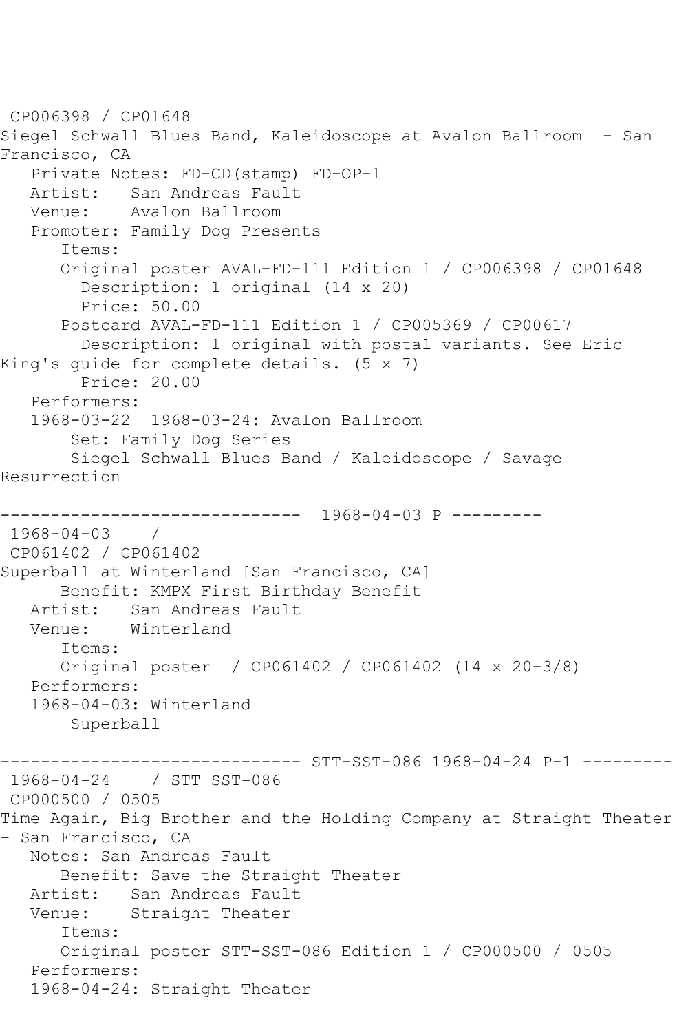CP006398 / CP01648
Siegel Schwall Blues Band, Kaleidoscope at Avalon Ballroom - San Francisco, CA
   Private Notes: FD-CD(stamp) FD-OP-1
   Artist:   San Andreas Fault
   Venue:    Avalon Ballroom
   Promoter: Family Dog Presents
      Items:
      Original poster AVAL-FD-111 Edition 1 / CP006398 / CP01648
        Description: 1 original (14 x 20)
        Price: 50.00
      Postcard AVAL-FD-111 Edition 1 / CP005369 / CP00617
        Description: 1 original with postal variants. See Eric King's guide for complete details. (5 x 7)
        Price: 20.00
   Performers:
   1968-03-22  1968-03-24: Avalon Ballroom
       Set: Family Dog Series
       Siegel Schwall Blues Band / Kaleidoscope / Savage Resurrection

------------------------------ 1968-04-03 P ---------
 1968-04-03    /
 CP061402 / CP061402
Superball at Winterland [San Francisco, CA]
      Benefit: KMPX First Birthday Benefit
   Artist:   San Andreas Fault
   Venue:    Winterland
      Items:
      Original poster  / CP061402 / CP061402 (14 x 20-3/8)
   Performers:
   1968-04-03: Winterland
       Superball

------------------------------ STT-SST-086 1968-04-24 P-1 ---------
 1968-04-24    / STT SST-086
 CP000500 / 0505
Time Again, Big Brother and the Holding Company at Straight Theater - San Francisco, CA
   Notes: San Andreas Fault
      Benefit: Save the Straight Theater
   Artist:   San Andreas Fault
   Venue:    Straight Theater
      Items:
      Original poster STT-SST-086 Edition 1 / CP000500 / 0505
   Performers:
   1968-04-24: Straight Theater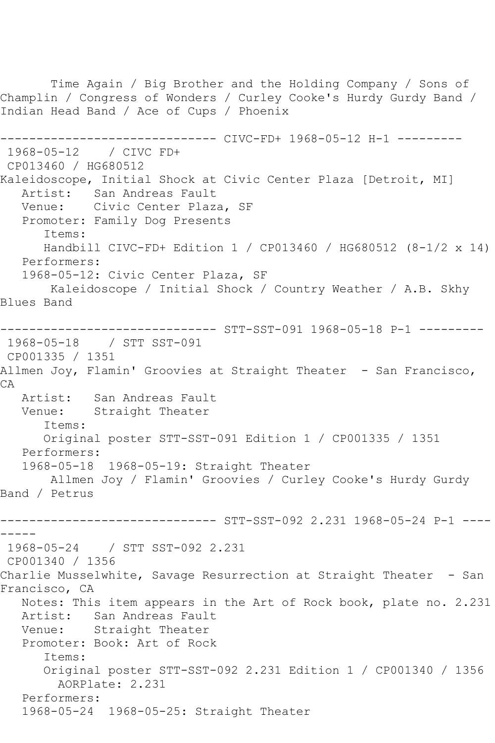Time Again / Big Brother and the Holding Company / Sons of Champlin / Congress of Wonders / Curley Cooke's Hurdy Gurdy Band / Indian Head Band / Ace of Cups / Phoenix

------------------------------ CIVC-FD+ 1968-05-12 H-1 ---------

1968-05-12 / CIVC FD+
CP013460 / HG680512
Kaleidoscope, Initial Shock at Civic Center Plaza [Detroit, MI]
Artist: San Andreas Fault
Venue: Civic Center Plaza, SF
Promoter: Family Dog Presents
Items:
Handbill CIVC-FD+ Edition 1 / CP013460 / HG680512 (8-1/2 x 14)
Performers:
1968-05-12: Civic Center Plaza, SF
Kaleidoscope / Initial Shock / Country Weather / A.B. Skhy Blues Band

------------------------------ STT-SST-091 1968-05-18 P-1 ---------

1968-05-18 / STT SST-091
CP001335 / 1351
Allmen Joy, Flamin' Groovies at Straight Theater - San Francisco, CA
Artist: San Andreas Fault
Venue: Straight Theater
Items:
Original poster STT-SST-091 Edition 1 / CP001335 / 1351
Performers:
1968-05-18 1968-05-19: Straight Theater
Allmen Joy / Flamin' Groovies / Curley Cooke's Hurdy Gurdy Band / Petrus

------------------------------ STT-SST-092 2.231 1968-05-24 P-1 ---------

1968-05-24 / STT SST-092 2.231
CP001340 / 1356
Charlie Musselwhite, Savage Resurrection at Straight Theater - San Francisco, CA
Notes: This item appears in the Art of Rock book, plate no. 2.231
Artist: San Andreas Fault
Venue: Straight Theater
Promoter: Book: Art of Rock
Items:
Original poster STT-SST-092 2.231 Edition 1 / CP001340 / 1356
AORPlate: 2.231
Performers:
1968-05-24 1968-05-25: Straight Theater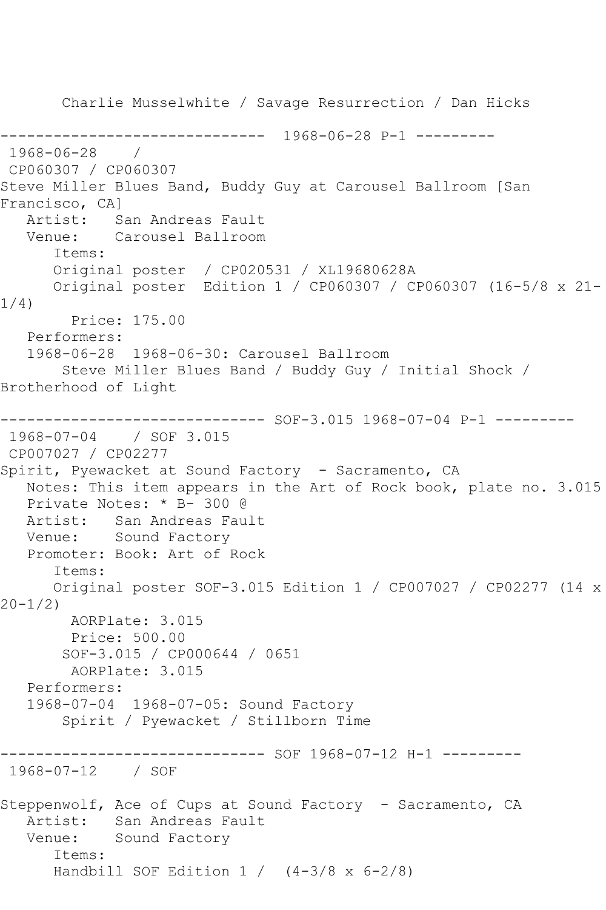Charlie Musselwhite / Savage Resurrection / Dan Hicks

------------------------------ 1968-06-28 P-1 ---------
1968-06-28 /
CP060307 / CP060307
Steve Miller Blues Band, Buddy Guy at Carousel Ballroom [San Francisco, CA]
Artist: San Andreas Fault
Venue: Carousel Ballroom
Items:
Original poster / CP020531 / XL19680628A
Original poster Edition 1 / CP060307 / CP060307 (16-5/8 x 21-1/4)
Price: 175.00
Performers:
1968-06-28 1968-06-30: Carousel Ballroom
Steve Miller Blues Band / Buddy Guy / Initial Shock / Brotherhood of Light

------------------------------ SOF-3.015 1968-07-04 P-1 ---------
1968-07-04 / SOF 3.015
CP007027 / CP02277
Spirit, Pyewacket at Sound Factory - Sacramento, CA
Notes: This item appears in the Art of Rock book, plate no. 3.015
Private Notes: * B- 300 @
Artist: San Andreas Fault
Venue: Sound Factory
Promoter: Book: Art of Rock
Items:
Original poster SOF-3.015 Edition 1 / CP007027 / CP02277 (14 x 20-1/2)
AORPlate: 3.015
Price: 500.00
SOF-3.015 / CP000644 / 0651
AORPlate: 3.015
Performers:
1968-07-04 1968-07-05: Sound Factory
Spirit / Pyewacket / Stillborn Time

------------------------------ SOF 1968-07-12 H-1 ---------
1968-07-12 / SOF

Steppenwolf, Ace of Cups at Sound Factory - Sacramento, CA
Artist: San Andreas Fault
Venue: Sound Factory
Items:
Handbill SOF Edition 1 / (4-3/8 x 6-2/8)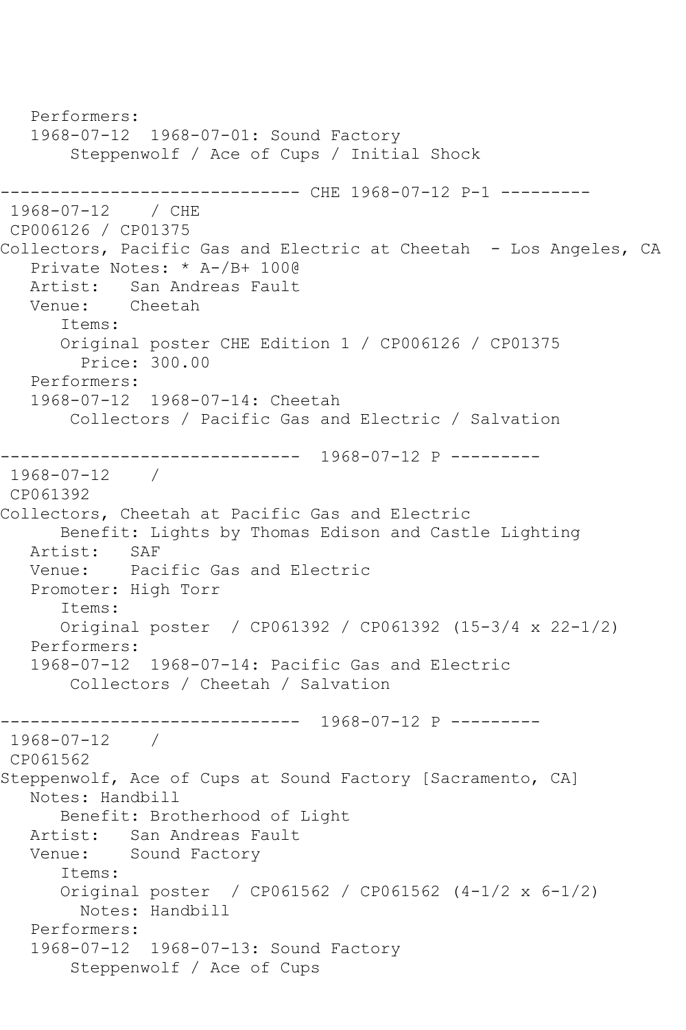```
   Performers:
   1968-07-12  1968-07-01: Sound Factory
       Steppenwolf / Ace of Cups / Initial Shock

------------------------------ CHE 1968-07-12 P-1 ---------
 1968-07-12    / CHE
 CP006126 / CP01375
Collectors, Pacific Gas and Electric at Cheetah  - Los Angeles, CA
   Private Notes: * A-/B+ 100@
   Artist:   San Andreas Fault
   Venue:    Cheetah
      Items:
      Original poster CHE Edition 1 / CP006126 / CP01375
        Price: 300.00
   Performers:
   1968-07-12  1968-07-14: Cheetah
       Collectors / Pacific Gas and Electric / Salvation

------------------------------  1968-07-12 P ---------
 1968-07-12    /
 CP061392
Collectors, Cheetah at Pacific Gas and Electric
      Benefit: Lights by Thomas Edison and Castle Lighting
   Artist:   SAF
   Venue:    Pacific Gas and Electric
   Promoter: High Torr
      Items:
      Original poster  / CP061392 / CP061392 (15-3/4 x 22-1/2)
   Performers:
   1968-07-12  1968-07-14: Pacific Gas and Electric
       Collectors / Cheetah / Salvation

------------------------------  1968-07-12 P ---------
 1968-07-12    /
 CP061562
Steppenwolf, Ace of Cups at Sound Factory [Sacramento, CA]
   Notes: Handbill
      Benefit: Brotherhood of Light
   Artist:   San Andreas Fault
   Venue:    Sound Factory
      Items:
      Original poster  / CP061562 / CP061562 (4-1/2 x 6-1/2)
        Notes: Handbill
   Performers:
   1968-07-12  1968-07-13: Sound Factory
       Steppenwolf / Ace of Cups
```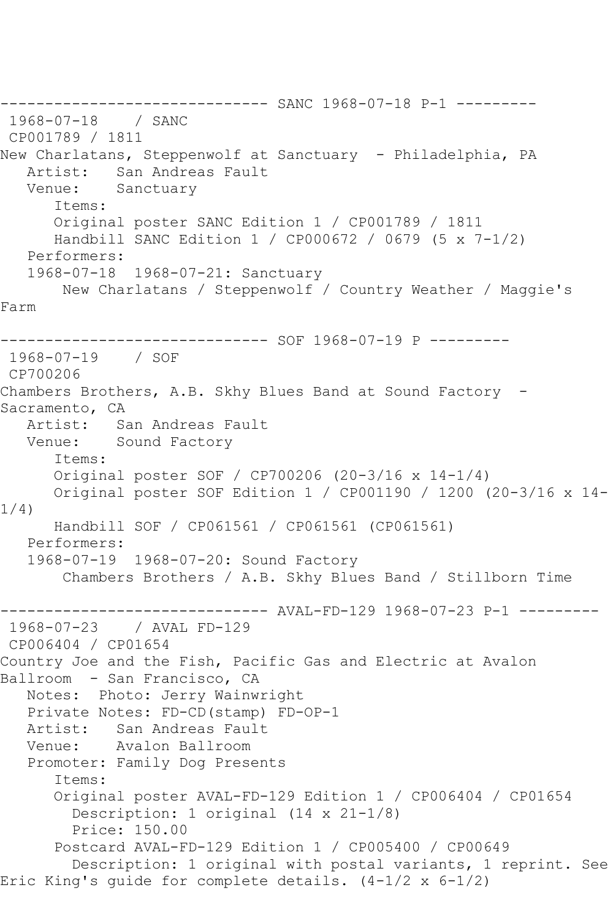------------------------------ SANC 1968-07-18 P-1 ---------
1968-07-18 / SANC
CP001789 / 1811
New Charlatans, Steppenwolf at Sanctuary - Philadelphia, PA
Artist: San Andreas Fault
Venue: Sanctuary
Items:
Original poster SANC Edition 1 / CP001789 / 1811
Handbill SANC Edition 1 / CP000672 / 0679 (5 x 7-1/2)
Performers:
1968-07-18 1968-07-21: Sanctuary
New Charlatans / Steppenwolf / Country Weather / Maggie's Farm

------------------------------ SOF 1968-07-19 P ---------
1968-07-19 / SOF
CP700206
Chambers Brothers, A.B. Skhy Blues Band at Sound Factory - Sacramento, CA
Artist: San Andreas Fault
Venue: Sound Factory
Items:
Original poster SOF / CP700206 (20-3/16 x 14-1/4)
Original poster SOF Edition 1 / CP001190 / 1200 (20-3/16 x 14-1/4)
Handbill SOF / CP061561 / CP061561 (CP061561)
Performers:
1968-07-19 1968-07-20: Sound Factory
Chambers Brothers / A.B. Skhy Blues Band / Stillborn Time

------------------------------ AVAL-FD-129 1968-07-23 P-1 ---------
1968-07-23 / AVAL FD-129
CP006404 / CP01654
Country Joe and the Fish, Pacific Gas and Electric at Avalon Ballroom - San Francisco, CA
Notes: Photo: Jerry Wainwright
Private Notes: FD-CD(stamp) FD-OP-1
Artist: San Andreas Fault
Venue: Avalon Ballroom
Promoter: Family Dog Presents
Items:
Original poster AVAL-FD-129 Edition 1 / CP006404 / CP01654
Description: 1 original (14 x 21-1/8)
Price: 150.00
Postcard AVAL-FD-129 Edition 1 / CP005400 / CP00649
Description: 1 original with postal variants, 1 reprint. See Eric King's guide for complete details. (4-1/2 x 6-1/2)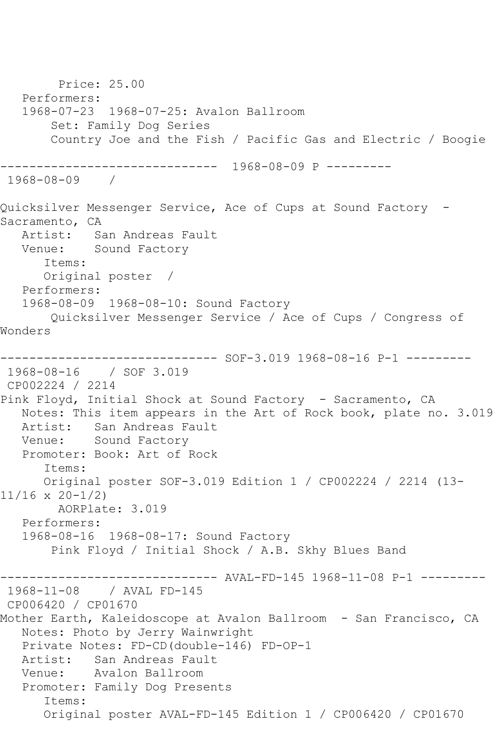Price: 25.00
   Performers:
   1968-07-23  1968-07-25: Avalon Ballroom
       Set: Family Dog Series
       Country Joe and the Fish / Pacific Gas and Electric / Boogie

------------------------------ 1968-08-09 P ---------
1968-08-09    /

Quicksilver Messenger Service, Ace of Cups at Sound Factory  - Sacramento, CA
   Artist:   San Andreas Fault
   Venue:    Sound Factory
      Items:
      Original poster  /
   Performers:
   1968-08-09  1968-08-10: Sound Factory
       Quicksilver Messenger Service / Ace of Cups / Congress of Wonders

------------------------------ SOF-3.019 1968-08-16 P-1 ---------
1968-08-16    / SOF 3.019
CP002224 / 2214
Pink Floyd, Initial Shock at Sound Factory  - Sacramento, CA
   Notes: This item appears in the Art of Rock book, plate no. 3.019
   Artist:   San Andreas Fault
   Venue:    Sound Factory
   Promoter: Book: Art of Rock
      Items:
      Original poster SOF-3.019 Edition 1 / CP002224 / 2214 (13-11/16 x 20-1/2)
        AORPlate: 3.019
   Performers:
   1968-08-16  1968-08-17: Sound Factory
       Pink Floyd / Initial Shock / A.B. Skhy Blues Band

------------------------------ AVAL-FD-145 1968-11-08 P-1 ---------
1968-11-08    / AVAL FD-145
CP006420 / CP01670
Mother Earth, Kaleidoscope at Avalon Ballroom  - San Francisco, CA
   Notes: Photo by Jerry Wainwright
   Private Notes: FD-CD(double-146) FD-OP-1
   Artist:   San Andreas Fault
   Venue:    Avalon Ballroom
   Promoter: Family Dog Presents
      Items:
      Original poster AVAL-FD-145 Edition 1 / CP006420 / CP01670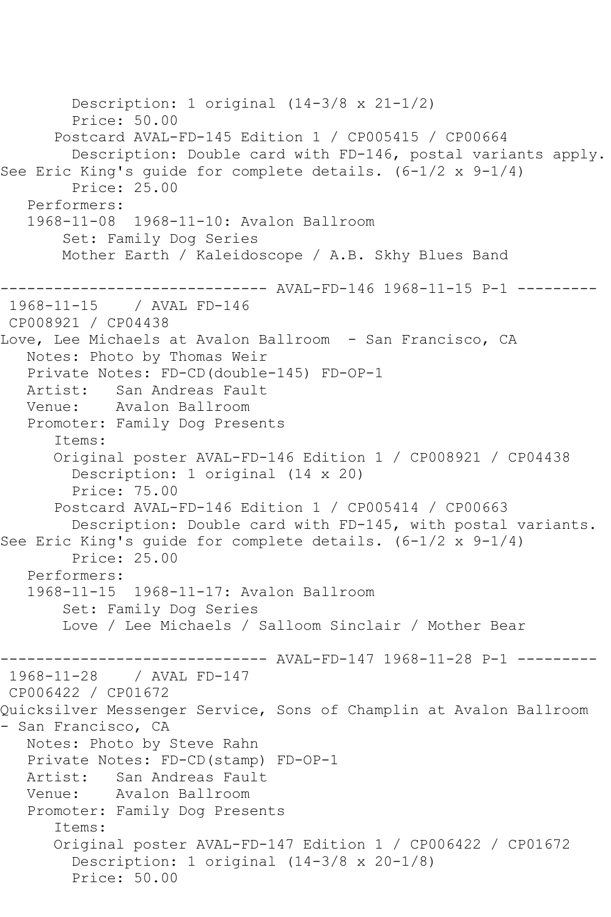Description: 1 original (14-3/8 x 21-1/2)
Price: 50.00
Postcard AVAL-FD-145 Edition 1 / CP005415 / CP00664
Description: Double card with FD-146, postal variants apply. See Eric King's guide for complete details. (6-1/2 x 9-1/4)
Price: 25.00
Performers:
1968-11-08 1968-11-10: Avalon Ballroom
Set: Family Dog Series
Mother Earth / Kaleidoscope / A.B. Skhy Blues Band

------------------------------ AVAL-FD-146 1968-11-15 P-1 ---------

1968-11-15 / AVAL FD-146
CP008921 / CP04438
Love, Lee Michaels at Avalon Ballroom - San Francisco, CA
Notes: Photo by Thomas Weir
Private Notes: FD-CD(double-145) FD-OP-1
Artist: San Andreas Fault
Venue: Avalon Ballroom
Promoter: Family Dog Presents
Items:
Original poster AVAL-FD-146 Edition 1 / CP008921 / CP04438
Description: 1 original (14 x 20)
Price: 75.00
Postcard AVAL-FD-146 Edition 1 / CP005414 / CP00663
Description: Double card with FD-145, with postal variants. See Eric King's guide for complete details. (6-1/2 x 9-1/4)
Price: 25.00
Performers:
1968-11-15 1968-11-17: Avalon Ballroom
Set: Family Dog Series
Love / Lee Michaels / Salloom Sinclair / Mother Bear

------------------------------ AVAL-FD-147 1968-11-28 P-1 ---------

1968-11-28 / AVAL FD-147
CP006422 / CP01672
Quicksilver Messenger Service, Sons of Champlin at Avalon Ballroom - San Francisco, CA
Notes: Photo by Steve Rahn
Private Notes: FD-CD(stamp) FD-OP-1
Artist: San Andreas Fault
Venue: Avalon Ballroom
Promoter: Family Dog Presents
Items:
Original poster AVAL-FD-147 Edition 1 / CP006422 / CP01672
Description: 1 original (14-3/8 x 20-1/8)
Price: 50.00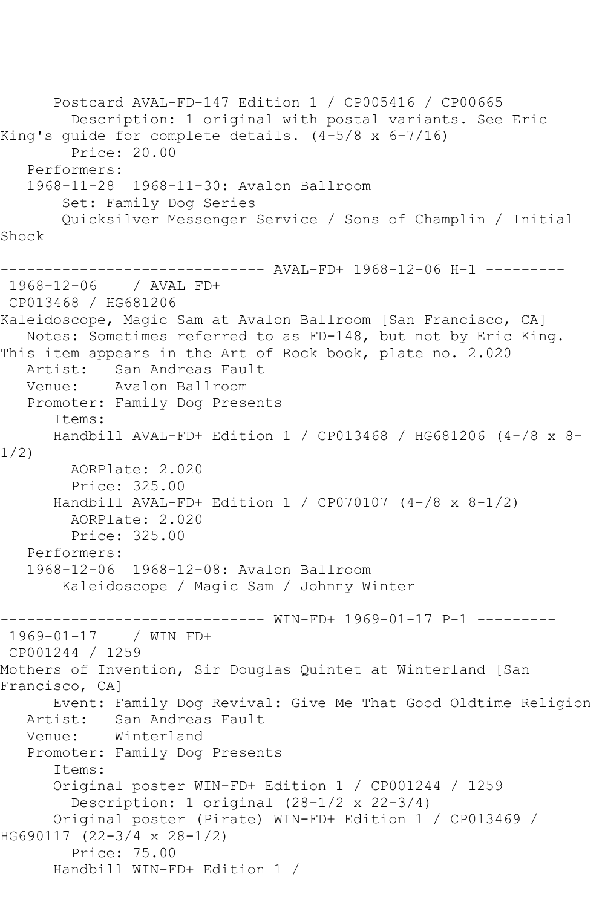Postcard AVAL-FD-147 Edition 1 / CP005416 / CP00665
Description: 1 original with postal variants. See Eric King's guide for complete details. (4-5/8 x 6-7/16)
Price: 20.00
Performers:
1968-11-28 1968-11-30: Avalon Ballroom
Set: Family Dog Series
Quicksilver Messenger Service / Sons of Champlin / Initial Shock

------------------------------ AVAL-FD+ 1968-12-06 H-1 ---------

1968-12-06 / AVAL FD+
CP013468 / HG681206
Kaleidoscope, Magic Sam at Avalon Ballroom [San Francisco, CA]
Notes: Sometimes referred to as FD-148, but not by Eric King. This item appears in the Art of Rock book, plate no. 2.020
Artist: San Andreas Fault
Venue: Avalon Ballroom
Promoter: Family Dog Presents
Items:
Handbill AVAL-FD+ Edition 1 / CP013468 / HG681206 (4-/8 x 8-1/2)
AORPlate: 2.020
Price: 325.00
Handbill AVAL-FD+ Edition 1 / CP070107 (4-/8 x 8-1/2)
AORPlate: 2.020
Price: 325.00
Performers:
1968-12-06 1968-12-08: Avalon Ballroom
Kaleidoscope / Magic Sam / Johnny Winter

------------------------------ WIN-FD+ 1969-01-17 P-1 ---------

1969-01-17 / WIN FD+
CP001244 / 1259
Mothers of Invention, Sir Douglas Quintet at Winterland [San Francisco, CA]
Event: Family Dog Revival: Give Me That Good Oldtime Religion
Artist: San Andreas Fault
Venue: Winterland
Promoter: Family Dog Presents
Items:
Original poster WIN-FD+ Edition 1 / CP001244 / 1259
Description: 1 original (28-1/2 x 22-3/4)
Original poster (Pirate) WIN-FD+ Edition 1 / CP013469 / HG690117 (22-3/4 x 28-1/2)
Price: 75.00
Handbill WIN-FD+ Edition 1 /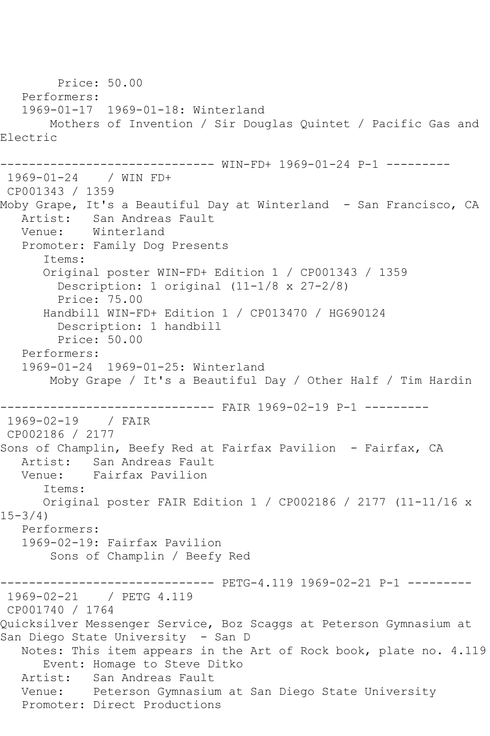Price: 50.00
Performers:
1969-01-17  1969-01-18: Winterland
Mothers of Invention / Sir Douglas Quintet / Pacific Gas and Electric

------------------------------ WIN-FD+ 1969-01-24 P-1 ---------

1969-01-24    / WIN FD+
CP001343 / 1359
Moby Grape, It's a Beautiful Day at Winterland  - San Francisco, CA
Artist:   San Andreas Fault
Venue:    Winterland
Promoter: Family Dog Presents
Items:
Original poster WIN-FD+ Edition 1 / CP001343 / 1359
Description: 1 original (11-1/8 x 27-2/8)
Price: 75.00
Handbill WIN-FD+ Edition 1 / CP013470 / HG690124
Description: 1 handbill
Price: 50.00
Performers:
1969-01-24  1969-01-25: Winterland
Moby Grape / It's a Beautiful Day / Other Half / Tim Hardin

------------------------------ FAIR 1969-02-19 P-1 ---------

1969-02-19    / FAIR
CP002186 / 2177
Sons of Champlin, Beefy Red at Fairfax Pavilion  - Fairfax, CA
Artist:   San Andreas Fault
Venue:    Fairfax Pavilion
Items:
Original poster FAIR Edition 1 / CP002186 / 2177 (11-11/16 x 15-3/4)
Performers:
1969-02-19: Fairfax Pavilion
Sons of Champlin / Beefy Red

------------------------------ PETG-4.119 1969-02-21 P-1 ---------

1969-02-21    / PETG 4.119
CP001740 / 1764
Quicksilver Messenger Service, Boz Scaggs at Peterson Gymnasium at San Diego State University  - San D
Notes: This item appears in the Art of Rock book, plate no. 4.119
Event: Homage to Steve Ditko
Artist:   San Andreas Fault
Venue:    Peterson Gymnasium at San Diego State University
Promoter: Direct Productions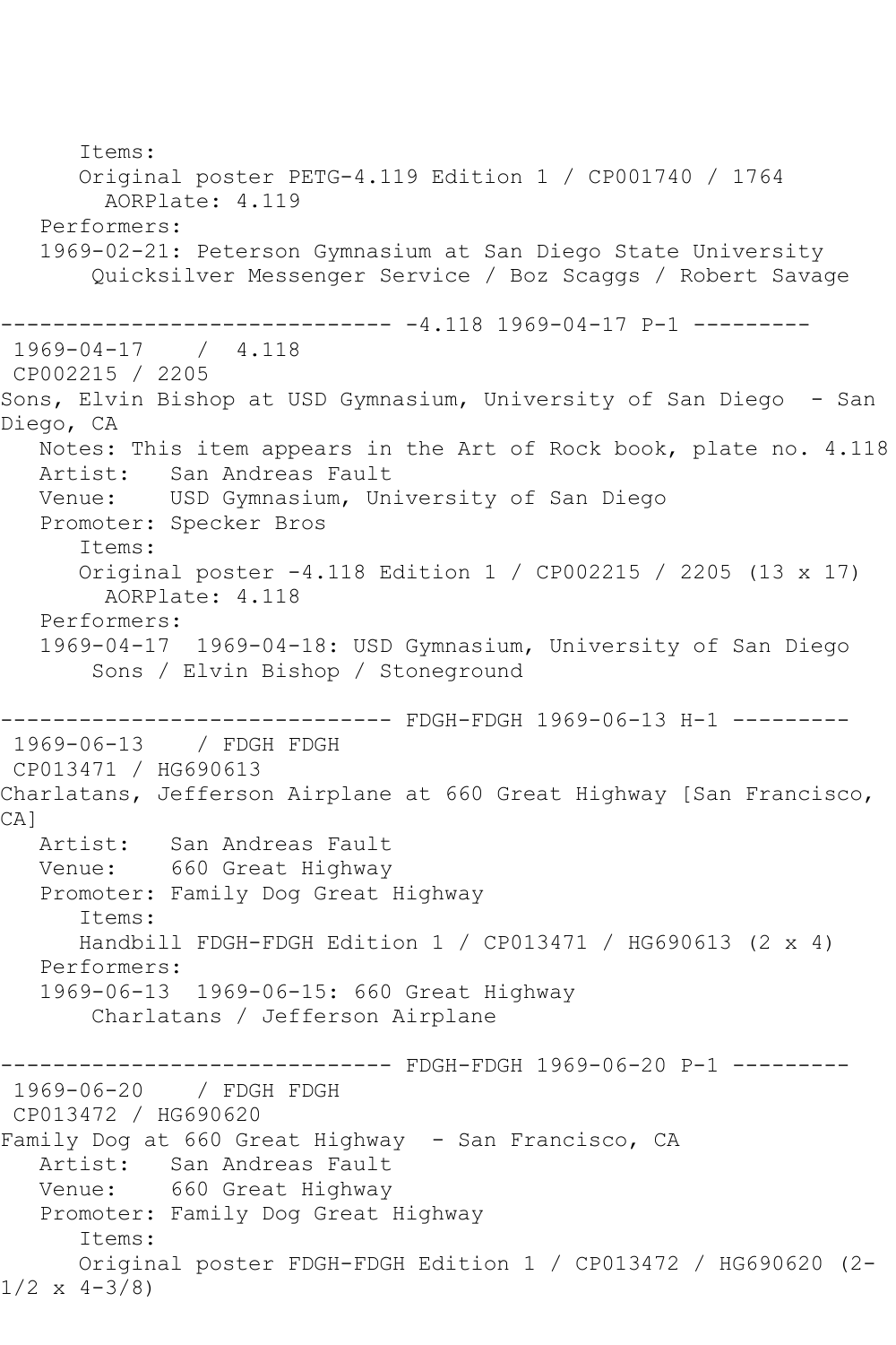```
      Items:
      Original poster PETG-4.119 Edition 1 / CP001740 / 1764
        AORPlate: 4.119
   Performers:
   1969-02-21: Peterson Gymnasium at San Diego State University
       Quicksilver Messenger Service / Boz Scaggs / Robert Savage

------------------------------ -4.118 1969-04-17 P-1 ---------
 1969-04-17    /  4.118
 CP002215 / 2205
Sons, Elvin Bishop at USD Gymnasium, University of San Diego  - San
Diego, CA
   Notes: This item appears in the Art of Rock book, plate no. 4.118
   Artist:   San Andreas Fault
   Venue:    USD Gymnasium, University of San Diego
   Promoter: Specker Bros
      Items:
      Original poster -4.118 Edition 1 / CP002215 / 2205 (13 x 17)
        AORPlate: 4.118
   Performers:
   1969-04-17  1969-04-18: USD Gymnasium, University of San Diego
       Sons / Elvin Bishop / Stoneground

------------------------------ FDGH-FDGH 1969-06-13 H-1 ---------
 1969-06-13    / FDGH FDGH
 CP013471 / HG690613
Charlatans, Jefferson Airplane at 660 Great Highway [San Francisco,
CA]
   Artist:   San Andreas Fault
   Venue:    660 Great Highway
   Promoter: Family Dog Great Highway
      Items:
      Handbill FDGH-FDGH Edition 1 / CP013471 / HG690613 (2 x 4)
   Performers:
   1969-06-13  1969-06-15: 660 Great Highway
       Charlatans / Jefferson Airplane

------------------------------ FDGH-FDGH 1969-06-20 P-1 ---------
 1969-06-20    / FDGH FDGH
 CP013472 / HG690620
Family Dog at 660 Great Highway  - San Francisco, CA
   Artist:   San Andreas Fault
   Venue:    660 Great Highway
   Promoter: Family Dog Great Highway
      Items:
      Original poster FDGH-FDGH Edition 1 / CP013472 / HG690620 (2-
1/2 x 4-3/8)
```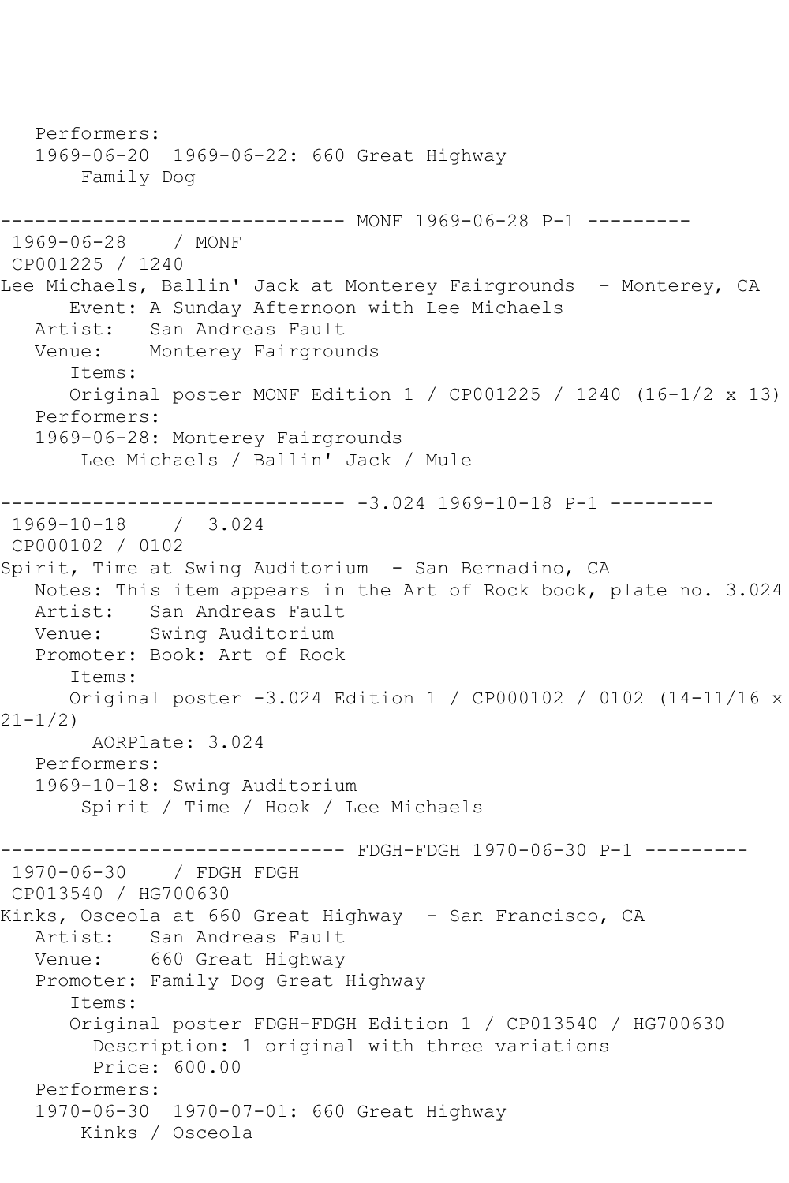```
   Performers:
   1969-06-20  1969-06-22: 660 Great Highway
       Family Dog

------------------------------ MONF 1969-06-28 P-1 ---------
 1969-06-28    / MONF
 CP001225 / 1240
Lee Michaels, Ballin' Jack at Monterey Fairgrounds  - Monterey, CA
      Event: A Sunday Afternoon with Lee Michaels
   Artist:   San Andreas Fault
   Venue:    Monterey Fairgrounds
      Items:
      Original poster MONF Edition 1 / CP001225 / 1240 (16-1/2 x 13)
   Performers:
   1969-06-28: Monterey Fairgrounds
       Lee Michaels / Ballin' Jack / Mule

------------------------------ -3.024 1969-10-18 P-1 ---------
 1969-10-18    /  3.024
 CP000102 / 0102
Spirit, Time at Swing Auditorium  - San Bernadino, CA
   Notes: This item appears in the Art of Rock book, plate no. 3.024
   Artist:   San Andreas Fault
   Venue:    Swing Auditorium
   Promoter: Book: Art of Rock
      Items:
      Original poster -3.024 Edition 1 / CP000102 / 0102 (14-11/16 x
21-1/2)
        AORPlate: 3.024
   Performers:
   1969-10-18: Swing Auditorium
       Spirit / Time / Hook / Lee Michaels

------------------------------ FDGH-FDGH 1970-06-30 P-1 ---------
 1970-06-30    / FDGH FDGH
 CP013540 / HG700630
Kinks, Osceola at 660 Great Highway  - San Francisco, CA
   Artist:   San Andreas Fault
   Venue:    660 Great Highway
   Promoter: Family Dog Great Highway
      Items:
      Original poster FDGH-FDGH Edition 1 / CP013540 / HG700630
        Description: 1 original with three variations
        Price: 600.00
   Performers:
   1970-06-30  1970-07-01: 660 Great Highway
       Kinks / Osceola
```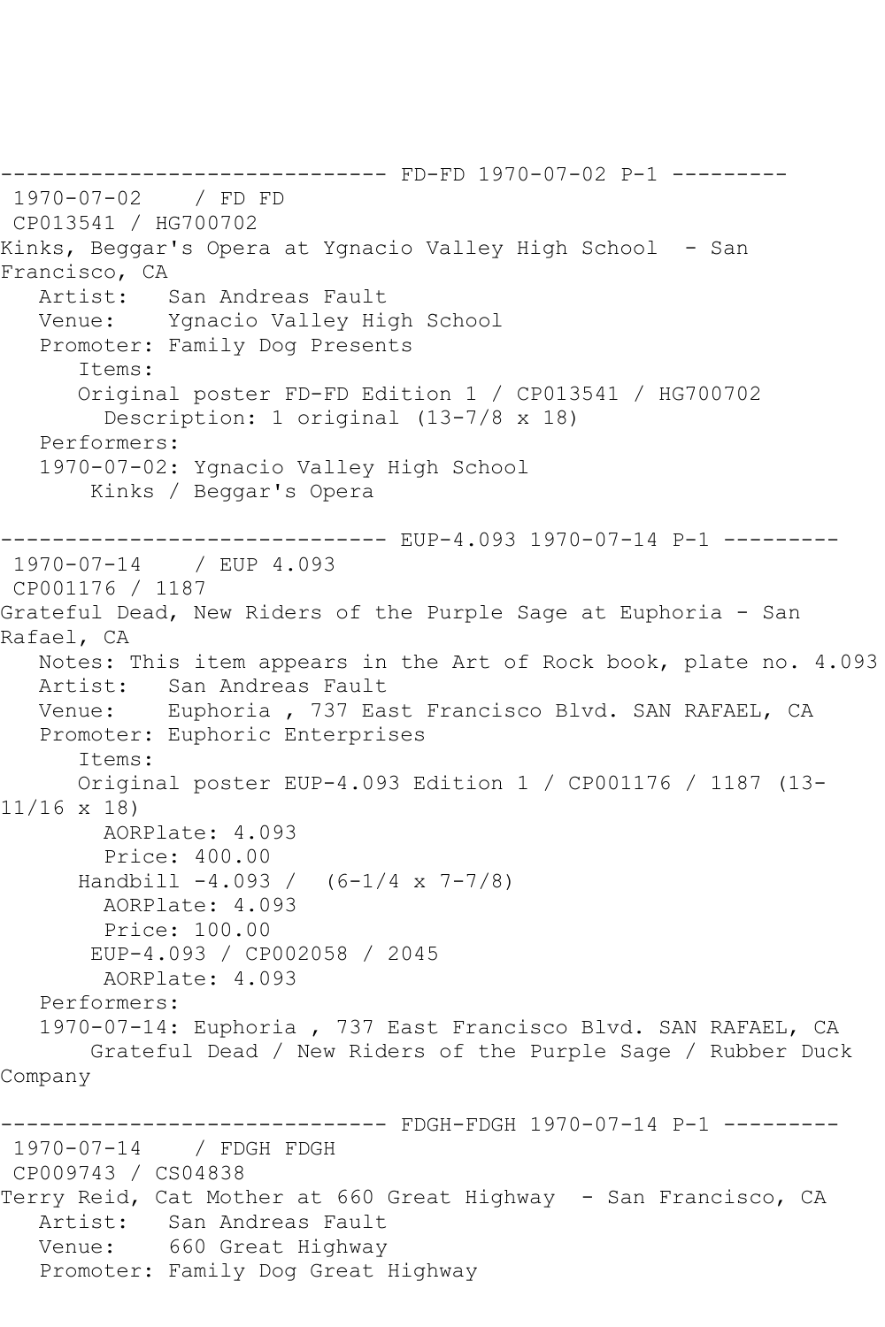------------------------------ FD-FD 1970-07-02 P-1 ---------

1970-07-02 / FD FD

CP013541 / HG700702

Kinks, Beggar's Opera at Ygnacio Valley High School - San Francisco, CA

Artist: San Andreas Fault

Venue: Ygnacio Valley High School

Promoter: Family Dog Presents

Items:

Original poster FD-FD Edition 1 / CP013541 / HG700702

Description: 1 original (13-7/8 x 18)

Performers:

1970-07-02: Ygnacio Valley High School

Kinks / Beggar's Opera

------------------------------ EUP-4.093 1970-07-14 P-1 ---------

1970-07-14 / EUP 4.093

CP001176 / 1187

Grateful Dead, New Riders of the Purple Sage at Euphoria - San Rafael, CA

Notes: This item appears in the Art of Rock book, plate no. 4.093

Artist: San Andreas Fault

Venue: Euphoria , 737 East Francisco Blvd. SAN RAFAEL, CA

Promoter: Euphoric Enterprises

Items:

Original poster EUP-4.093 Edition 1 / CP001176 / 1187 (13-11/16 x 18)

AORPlate: 4.093

Price: 400.00

Handbill -4.093 / (6-1/4 x 7-7/8)

AORPlate: 4.093

Price: 100.00

EUP-4.093 / CP002058 / 2045

AORPlate: 4.093

Performers:

1970-07-14: Euphoria , 737 East Francisco Blvd. SAN RAFAEL, CA

Grateful Dead / New Riders of the Purple Sage / Rubber Duck Company

------------------------------ FDGH-FDGH 1970-07-14 P-1 ---------

1970-07-14 / FDGH FDGH

CP009743 / CS04838

Terry Reid, Cat Mother at 660 Great Highway - San Francisco, CA

Artist: San Andreas Fault

Venue: 660 Great Highway

Promoter: Family Dog Great Highway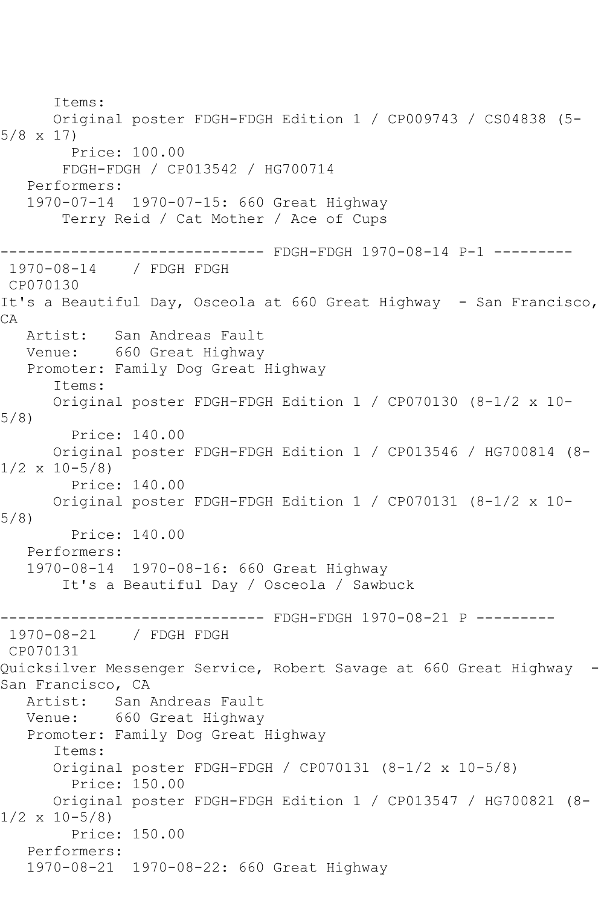Items:
Original poster FDGH-FDGH Edition 1 / CP009743 / CS04838 (5-5/8 x 17)
Price: 100.00
FDGH-FDGH / CP013542 / HG700714
Performers:
1970-07-14 1970-07-15: 660 Great Highway
Terry Reid / Cat Mother / Ace of Cups

------------------------------ FDGH-FDGH 1970-08-14 P-1 ---------
1970-08-14 / FDGH FDGH
CP070130
It's a Beautiful Day, Osceola at 660 Great Highway - San Francisco, CA
Artist: San Andreas Fault
Venue: 660 Great Highway
Promoter: Family Dog Great Highway
Items:
Original poster FDGH-FDGH Edition 1 / CP070130 (8-1/2 x 10-5/8)
Price: 140.00
Original poster FDGH-FDGH Edition 1 / CP013546 / HG700814 (8-1/2 x 10-5/8)
Price: 140.00
Original poster FDGH-FDGH Edition 1 / CP070131 (8-1/2 x 10-5/8)
Price: 140.00
Performers:
1970-08-14 1970-08-16: 660 Great Highway
It's a Beautiful Day / Osceola / Sawbuck

------------------------------ FDGH-FDGH 1970-08-21 P ---------
1970-08-21 / FDGH FDGH
CP070131
Quicksilver Messenger Service, Robert Savage at 660 Great Highway - San Francisco, CA
Artist: San Andreas Fault
Venue: 660 Great Highway
Promoter: Family Dog Great Highway
Items:
Original poster FDGH-FDGH / CP070131 (8-1/2 x 10-5/8)
Price: 150.00
Original poster FDGH-FDGH Edition 1 / CP013547 / HG700821 (8-1/2 x 10-5/8)
Price: 150.00
Performers:
1970-08-21 1970-08-22: 660 Great Highway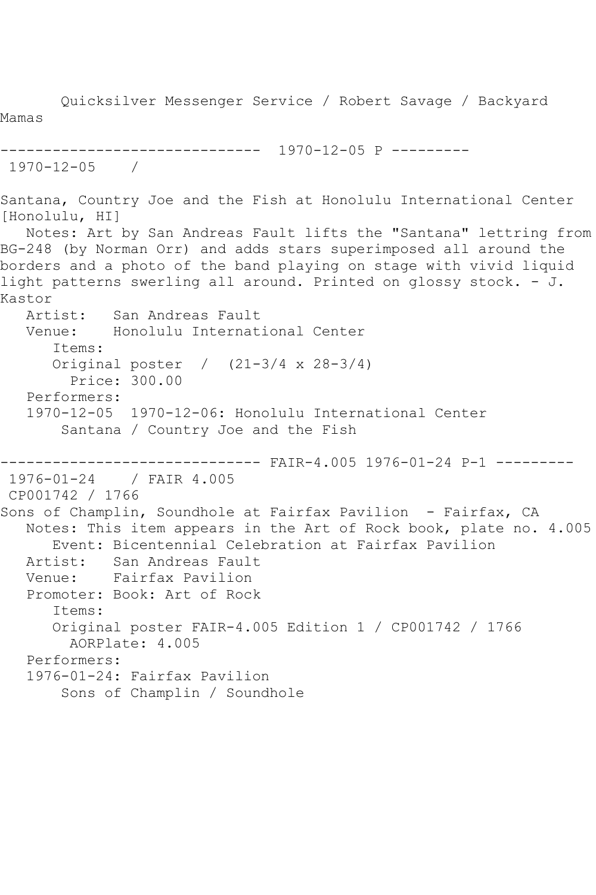Quicksilver Messenger Service / Robert Savage / Backyard Mamas

------------------------------ 1970-12-05 P ---------
1970-12-05 /

Santana, Country Joe and the Fish at Honolulu International Center [Honolulu, HI]
Notes: Art by San Andreas Fault lifts the "Santana" lettring from BG-248 (by Norman Orr) and adds stars superimposed all around the borders and a photo of the band playing on stage with vivid liquid light patterns swerling all around. Printed on glossy stock. - J. Kastor
Artist: San Andreas Fault
Venue: Honolulu International Center
Items:
Original poster / (21-3/4 x 28-3/4)
Price: 300.00
Performers:
1970-12-05 1970-12-06: Honolulu International Center
Santana / Country Joe and the Fish

------------------------------ FAIR-4.005 1976-01-24 P-1 ---------
1976-01-24 / FAIR 4.005
CP001742 / 1766
Sons of Champlin, Soundhole at Fairfax Pavilion - Fairfax, CA
Notes: This item appears in the Art of Rock book, plate no. 4.005
Event: Bicentennial Celebration at Fairfax Pavilion
Artist: San Andreas Fault
Venue: Fairfax Pavilion
Promoter: Book: Art of Rock
Items:
Original poster FAIR-4.005 Edition 1 / CP001742 / 1766
AORPlate: 4.005
Performers:
1976-01-24: Fairfax Pavilion
Sons of Champlin / Soundhole